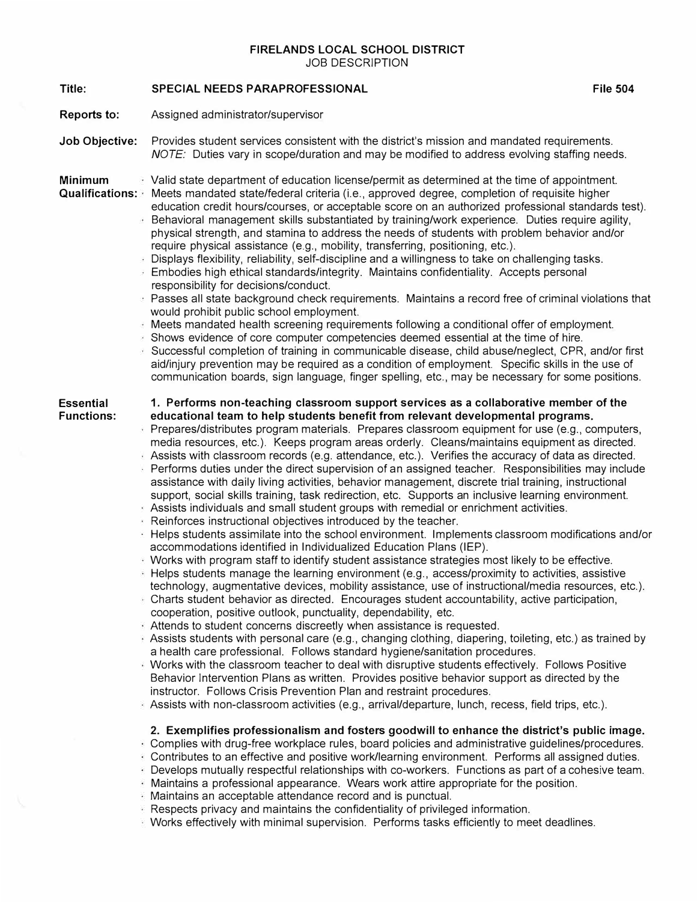# FIRELANDS LOCAL SCHOOL DISTRICT
JOB DESCRIPTION

**Title:** **SPECIAL NEEDS PARAPROFESSIONAL** **File 504**

**Reports to:** Assigned administrator/supervisor

**Job Objective:** Provides student services consistent with the district's mission and mandated requirements. *NOTE:* Duties vary in scope/duration and may be modified to address evolving staffing needs.

**Minimum Qualifications:**

- Valid state department of education license/permit as determined at the time of appointment.
- Meets mandated state/federal criteria (i.e., approved degree, completion of requisite higher education credit hours/courses, or acceptable score on an authorized professional standards test).
- Behavioral management skills substantiated by training/work experience. Duties require agility, physical strength, and stamina to address the needs of students with problem behavior and/or require physical assistance (e.g., mobility, transferring, positioning, etc.).
- Displays flexibility, reliability, self-discipline and a willingness to take on challenging tasks.
- Embodies high ethical standards/integrity. Maintains confidentiality. Accepts personal responsibility for decisions/conduct.
- Passes all state background check requirements. Maintains a record free of criminal violations that would prohibit public school employment.
- Meets mandated health screening requirements following a conditional offer of employment.
- Shows evidence of core computer competencies deemed essential at the time of hire.
- Successful completion of training in communicable disease, child abuse/neglect, CPR, and/or first aid/injury prevention may be required as a condition of employment. Specific skills in the use of communication boards, sign language, finger spelling, etc., may be necessary for some positions.

**Essential Functions:**

**1. Performs non-teaching classroom support services as a collaborative member of the educational team to help students benefit from relevant developmental programs.**

- Prepares/distributes program materials. Prepares classroom equipment for use (e.g., computers, media resources, etc.). Keeps program areas orderly. Cleans/maintains equipment as directed.
- Assists with classroom records (e.g. attendance, etc.). Verifies the accuracy of data as directed.
- Performs duties under the direct supervision of an assigned teacher. Responsibilities may include assistance with daily living activities, behavior management, discrete trial training, instructional support, social skills training, task redirection, etc. Supports an inclusive learning environment.
- Assists individuals and small student groups with remedial or enrichment activities.
- Reinforces instructional objectives introduced by the teacher.
- Helps students assimilate into the school environment. Implements classroom modifications and/or accommodations identified in Individualized Education Plans (IEP).
- Works with program staff to identify student assistance strategies most likely to be effective.
- Helps students manage the learning environment (e.g., access/proximity to activities, assistive technology, augmentative devices, mobility assistance, use of instructional/media resources, etc.).
- Charts student behavior as directed. Encourages student accountability, active participation, cooperation, positive outlook, punctuality, dependability, etc.
- Attends to student concerns discreetly when assistance is requested.
- Assists students with personal care (e.g., changing clothing, diapering, toileting, etc.) as trained by a health care professional. Follows standard hygiene/sanitation procedures.
- Works with the classroom teacher to deal with disruptive students effectively. Follows Positive Behavior Intervention Plans as written. Provides positive behavior support as directed by the instructor. Follows Crisis Prevention Plan and restraint procedures.
- Assists with non-classroom activities (e.g., arrival/departure, lunch, recess, field trips, etc.).

**2. Exemplifies professionalism and fosters goodwill to enhance the district's public image.**

- Complies with drug-free workplace rules, board policies and administrative guidelines/procedures.
- Contributes to an effective and positive work/learning environment. Performs all assigned duties.
- Develops mutually respectful relationships with co-workers. Functions as part of a cohesive team.
- Maintains a professional appearance. Wears work attire appropriate for the position.
- Maintains an acceptable attendance record and is punctual.
- Respects privacy and maintains the confidentiality of privileged information.
- Works effectively with minimal supervision. Performs tasks efficiently to meet deadlines.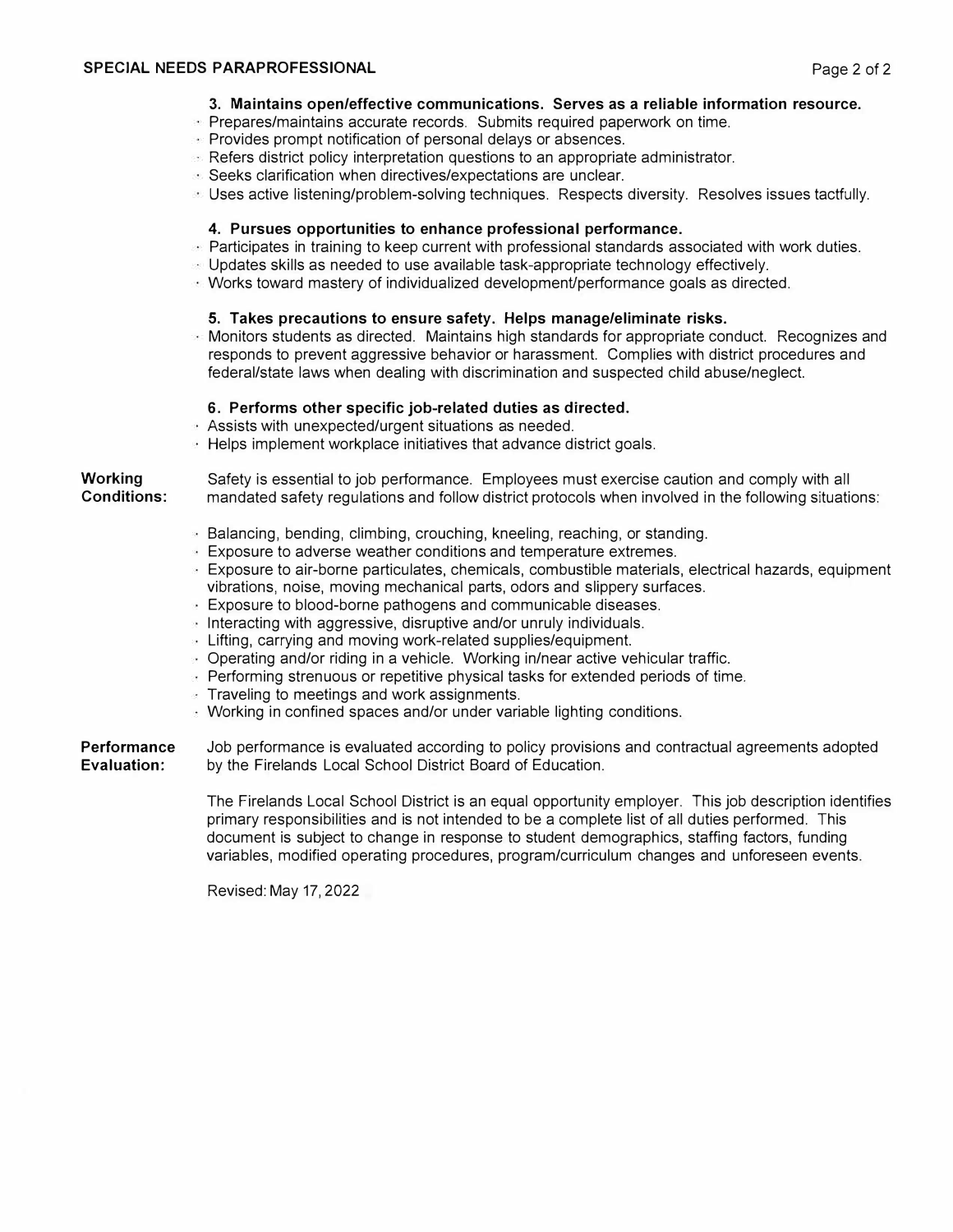**3. Maintains open/effective communications. Serves as a reliable information resource.**

- Prepares/maintains accurate records. Submits required paperwork on time.
- Provides prompt notification of personal delays or absences.
- Refers district policy interpretation questions to an appropriate administrator.
- Seeks clarification when directives/expectations are unclear.
- Uses active listening/problem-solving techniques. Respects diversity. Resolves issues tactfully.

**4. Pursues opportunities to enhance professional performance.**

- Participates in training to keep current with professional standards associated with work duties.
- Updates skills as needed to use available task-appropriate technology effectively.
- Works toward mastery of individualized development/performance goals as directed.

**5. Takes precautions to ensure safety. Helps manage/eliminate risks.**

- Monitors students as directed. Maintains high standards for appropriate conduct. Recognizes and responds to prevent aggressive behavior or harassment. Complies with district procedures and federal/state laws when dealing with discrimination and suspected child abuse/neglect.

**6. Performs other specific job-related duties as directed.**

- Assists with unexpected/urgent situations as needed.
- Helps implement workplace initiatives that advance district goals.

**Working Conditions:** Safety is essential to job performance. Employees must exercise caution and comply with all mandated safety regulations and follow district protocols when involved in the following situations:

- Balancing, bending, climbing, crouching, kneeling, reaching, or standing.
- Exposure to adverse weather conditions and temperature extremes.
- Exposure to air-borne particulates, chemicals, combustible materials, electrical hazards, equipment vibrations, noise, moving mechanical parts, odors and slippery surfaces.
- Exposure to blood-borne pathogens and communicable diseases.
- Interacting with aggressive, disruptive and/or unruly individuals.
- Lifting, carrying and moving work-related supplies/equipment.
- Operating and/or riding in a vehicle. Working in/near active vehicular traffic.
- Performing strenuous or repetitive physical tasks for extended periods of time.
- Traveling to meetings and work assignments.
- Working in confined spaces and/or under variable lighting conditions.

**Performance Evaluation:** Job performance is evaluated according to policy provisions and contractual agreements adopted by the Firelands Local School District Board of Education.

The Firelands Local School District is an equal opportunity employer. This job description identifies primary responsibilities and is not intended to be a complete list of all duties performed. This document is subject to change in response to student demographics, staffing factors, funding variables, modified operating procedures, program/curriculum changes and unforeseen events.

Revised: May 17, 2022